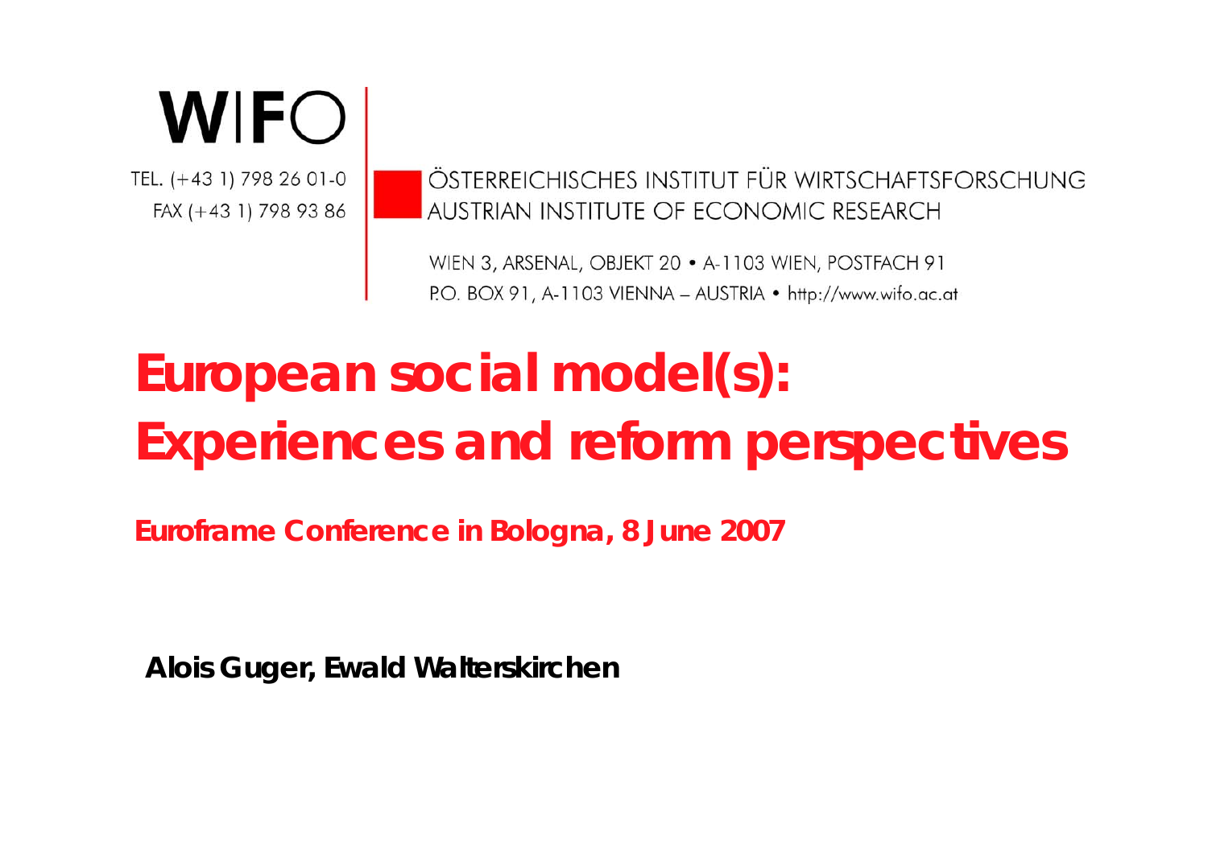WIFO

TEL. (+43 1) 798 26 01-0
FAX (+43 1) 798 93 86

ÖSTERREICHISCHES INSTITUT FÜR WIRTSCHAFTSFORSCHUNG
AUSTRIAN INSTITUTE OF ECONOMIC RESEARCH

WIEN 3, ARSENAL, OBJEKT 20 • A-1103 WIEN, POSTFACH 91
P.O. BOX 91, A-1103 VIENNA – AUSTRIA • http://www.wifo.ac.at

# European social model(s): Experiences and reform perspectives

**Euroframe Conference in Bologna, 8 June 2007**

**Alois Guger, Ewald Walterskirchen**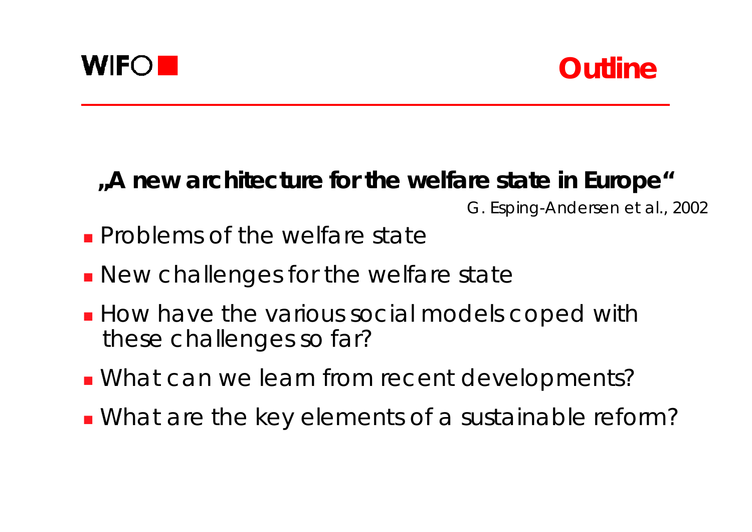# Outline

**„A new architecture for the welfare state in Europe“**

G. Esping-Andersen et al., 2002

- Problems of the welfare state
- New challenges for the welfare state
- How have the various social models coped with these challenges so far?
- What can we learn from recent developments?
- What are the key elements of a sustainable reform?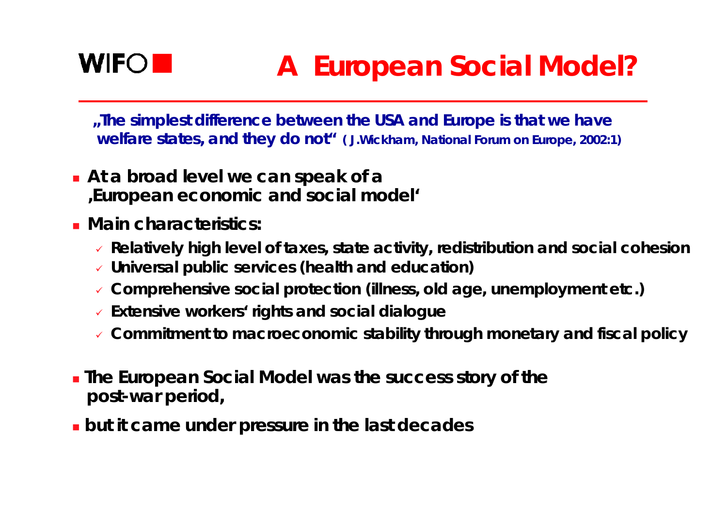WIFO

# A European Social Model?

**„The simplest difference between the USA and Europe is that we have welfare states, and they do not"** ( J.Wickham, National Forum on Europe, 2002:1)

- **At a broad level we can speak of a ‚European economic and social model'**
- **Main characteristics:**
  - Relatively high level of taxes, state activity, redistribution and social cohesion
  - Universal public services (health and education)
  - Comprehensive social protection (illness, old age, unemployment etc.)
  - Extensive workers' rights and social dialogue
  - Commitment to macroeconomic stability through monetary and fiscal policy
- **The European Social Model was the success story of the post-war period,**
- **but it came under pressure in the last decades**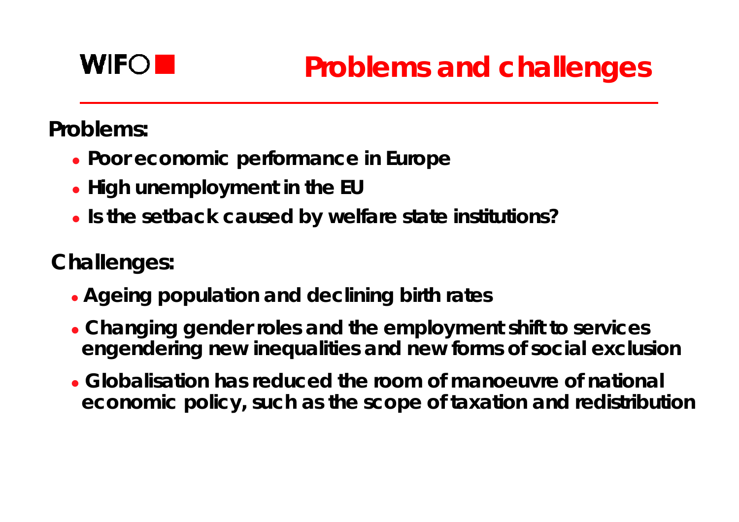# Problems and challenges

**Problems:**

- **Poor economic performance in Europe**
- **High unemployment in the EU**
- **Is the setback caused by welfare state institutions?**

**Challenges:**

- **Ageing population and declining birth rates**
- **Changing gender roles and the employment shift to services engendering new inequalities and new forms of social exclusion**
- **Globalisation has reduced the room of manoeuvre of national economic policy, such as the scope of taxation and redistribution**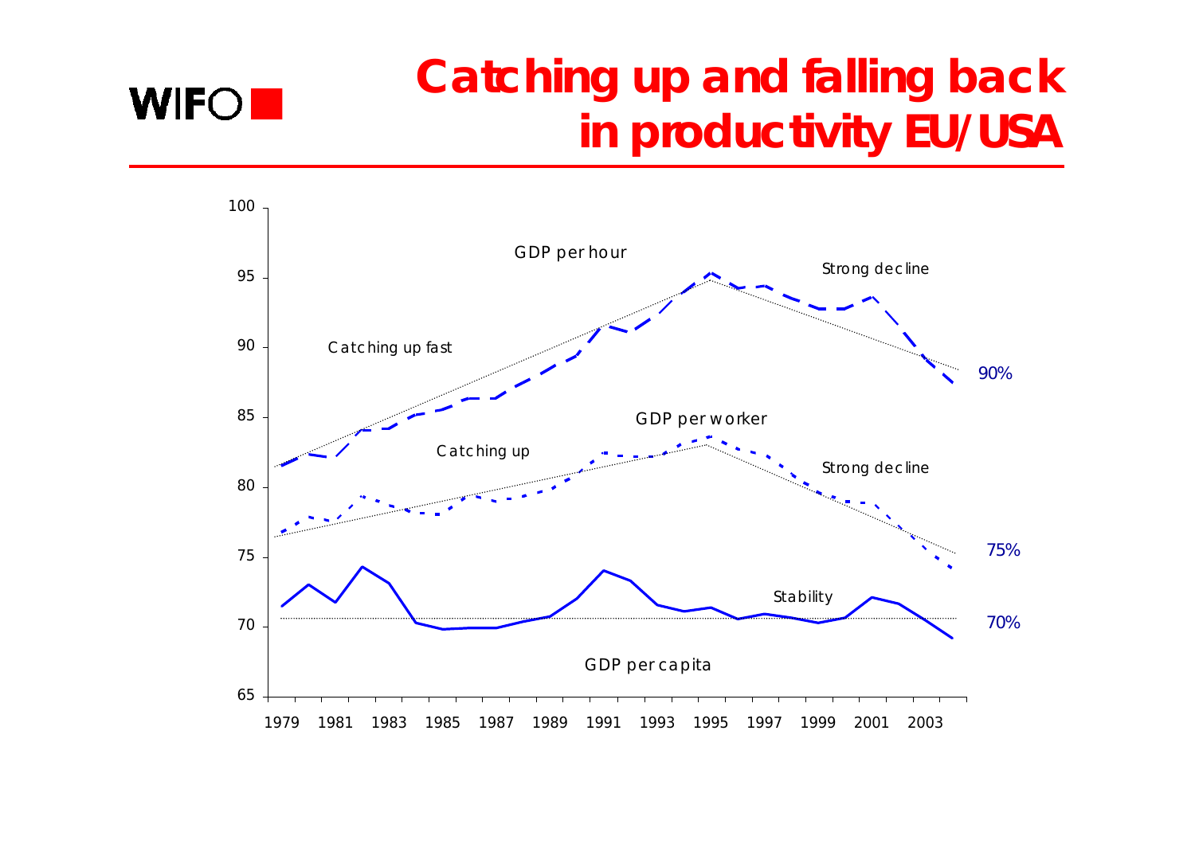# Catching up and falling back in productivity EU/USA

GDP per hour

Catching up fast

Strong decline

90%

GDP per worker

Catching up

Strong decline

75%

Stability

70%

GDP per capita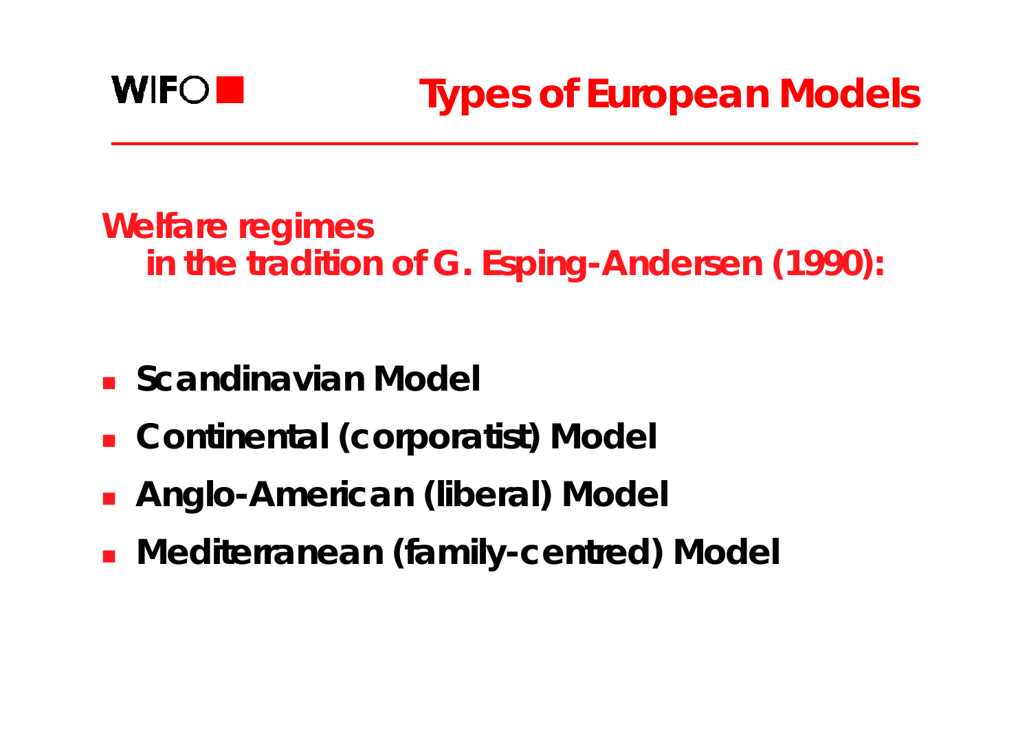# Types of European Models

**Welfare regimes in the tradition of G. Esping-Andersen (1990):**

- **Scandinavian Model**
- **Continental (corporatist) Model**
- **Anglo-American (liberal) Model**
- **Mediterranean (family-centred) Model**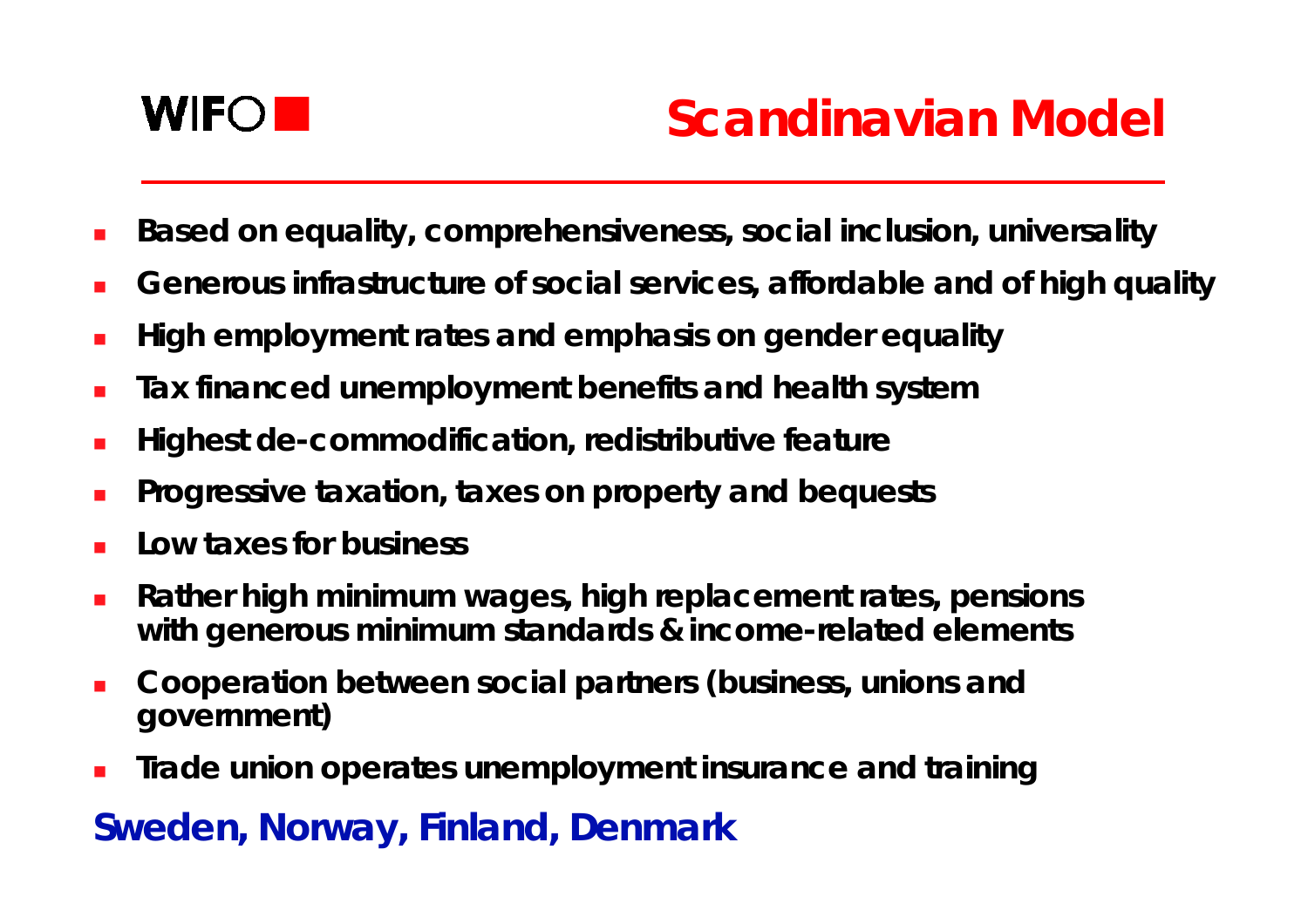# Scandinavian Model

- Based on equality, comprehensiveness, social inclusion, universality
- Generous infrastructure of social services, affordable and of high quality
- High employment rates and emphasis on gender equality
- Tax financed unemployment benefits and health system
- Highest de-commodification, redistributive feature
- Progressive taxation, taxes on property and bequests
- Low taxes for business
- Rather high minimum wages, high replacement rates, pensions with generous minimum standards & income-related elements
- Cooperation between social partners (business, unions and government)
- Trade union operates unemployment insurance and training

**Sweden, Norway, Finland, Denmark**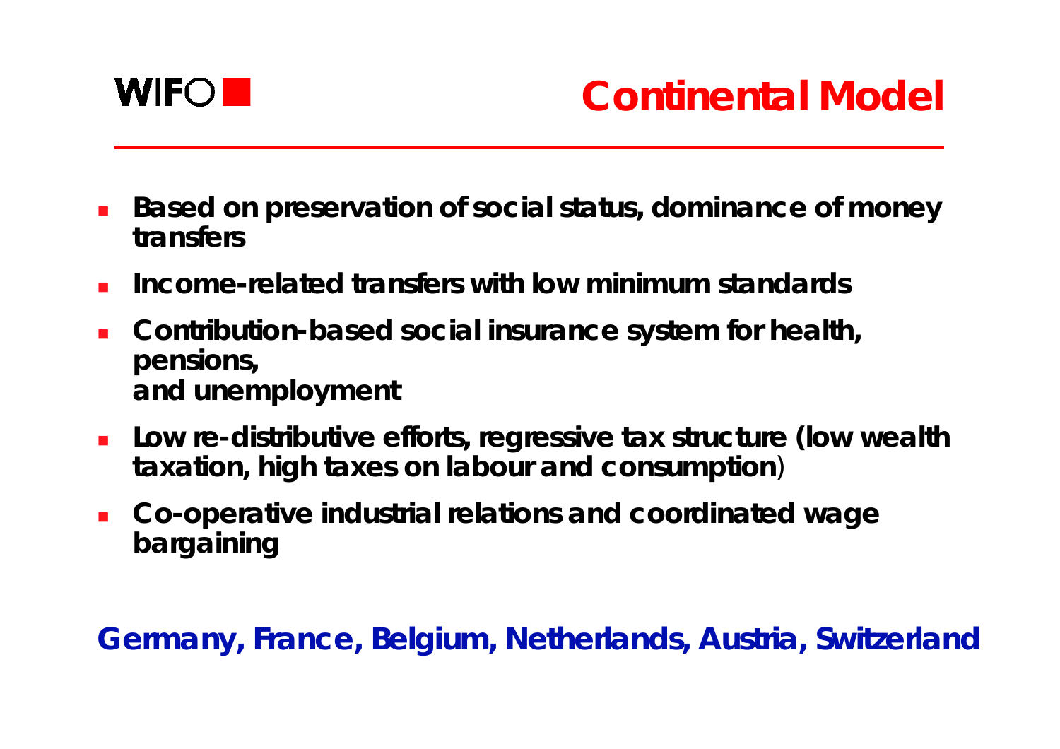# Continental Model

- Based on preservation of social status, dominance of money transfers
- Income-related transfers with low minimum standards
- Contribution-based social insurance system for health, pensions,
  and unemployment
- Low re-distributive efforts, regressive tax structure (low wealth taxation, high taxes on labour and consumption)
- Co-operative industrial relations and coordinated wage bargaining

**Germany, France, Belgium, Netherlands, Austria, Switzerland**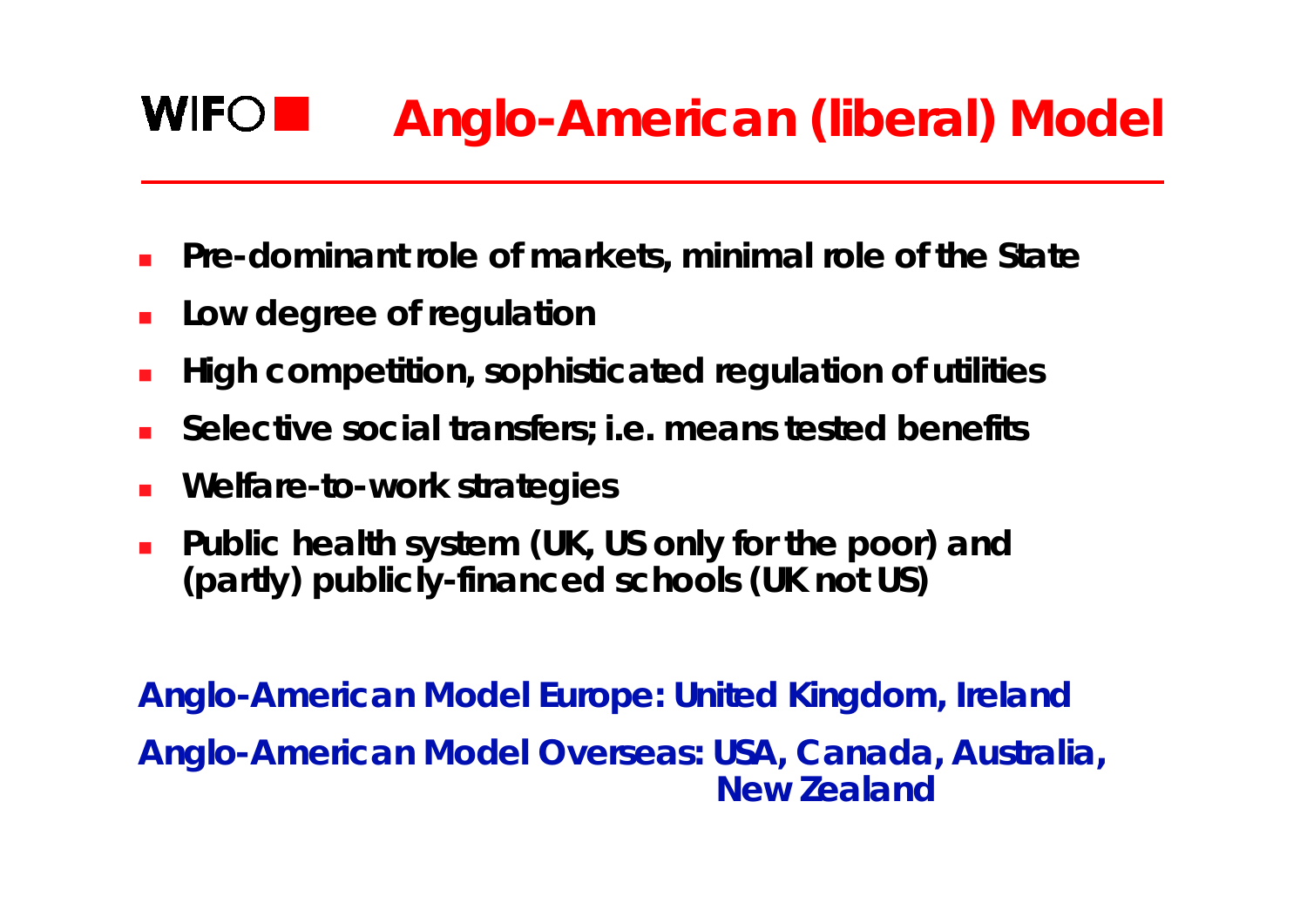# WIFO Anglo-American (liberal) Model

- Pre-dominant role of markets, minimal role of the State
- Low degree of regulation
- High competition, sophisticated regulation of utilities
- Selective social transfers; i.e. means tested benefits
- Welfare-to-work strategies
- Public health system (UK, US only for the poor) and (partly) publicly-financed schools (UK not US)

**Anglo-American Model Europe: United Kingdom, Ireland**

**Anglo-American Model Overseas: USA, Canada, Australia, New Zealand**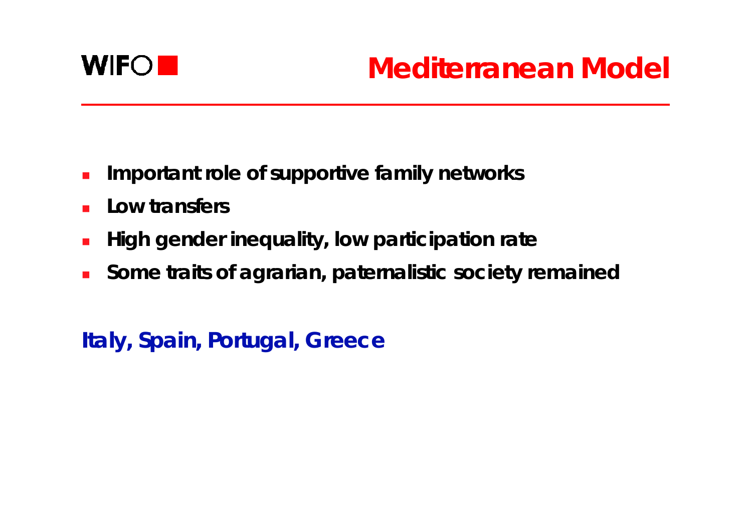# Mediterranean Model

- Important role of supportive family networks
- Low transfers
- High gender inequality, low participation rate
- Some traits of agrarian, paternalistic society remained

**Italy, Spain, Portugal, Greece**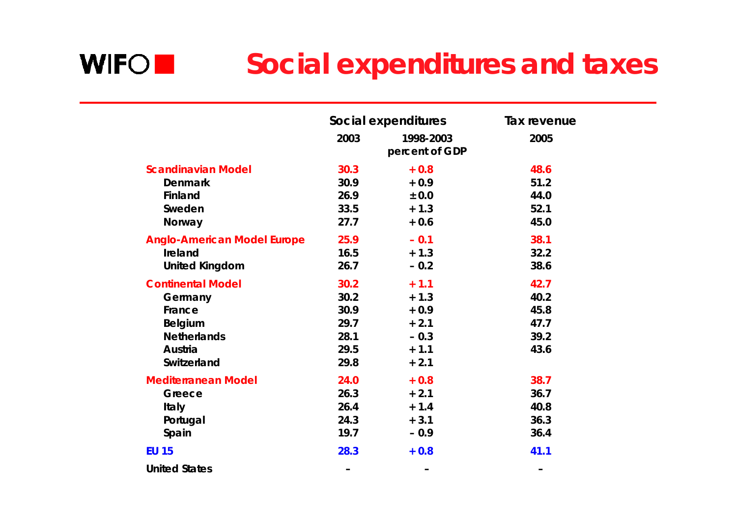# Social expenditures and taxes

| | Social expenditures | | Tax revenue |
|---|---|---|---|
| | 2003 | 1998-2003 | 2005 |
| | | percent of GDP | |
| **Scandinavian Model** | **30.3** | **+ 0.8** | **48.6** |
| Denmark | 30.9 | + 0.9 | 51.2 |
| Finland | 26.9 | ± 0.0 | 44.0 |
| Sweden | 33.5 | + 1.3 | 52.1 |
| Norway | 27.7 | + 0.6 | 45.0 |
| **Anglo-American Model Europe** | **25.9** | **– 0.1** | **38.1** |
| Ireland | 16.5 | + 1.3 | 32.2 |
| United Kingdom | 26.7 | – 0.2 | 38.6 |
| **Continental Model** | **30.2** | **+ 1.1** | **42.7** |
| Germany | 30.2 | + 1.3 | 40.2 |
| France | 30.9 | + 0.9 | 45.8 |
| Belgium | 29.7 | + 2.1 | 47.7 |
| Netherlands | 28.1 | – 0.3 | 39.2 |
| Austria | 29.5 | + 1.1 | 43.6 |
| Switzerland | 29.8 | + 2.1 | |
| **Mediterranean Model** | **24.0** | **+ 0.8** | **38.7** |
| Greece | 26.3 | + 2.1 | 36.7 |
| Italy | 26.4 | + 1.4 | 40.8 |
| Portugal | 24.3 | + 3.1 | 36.3 |
| Spain | 19.7 | – 0.9 | 36.4 |
| **EU 15** | **28.3** | **+ 0.8** | **41.1** |
| United States | – | – | – |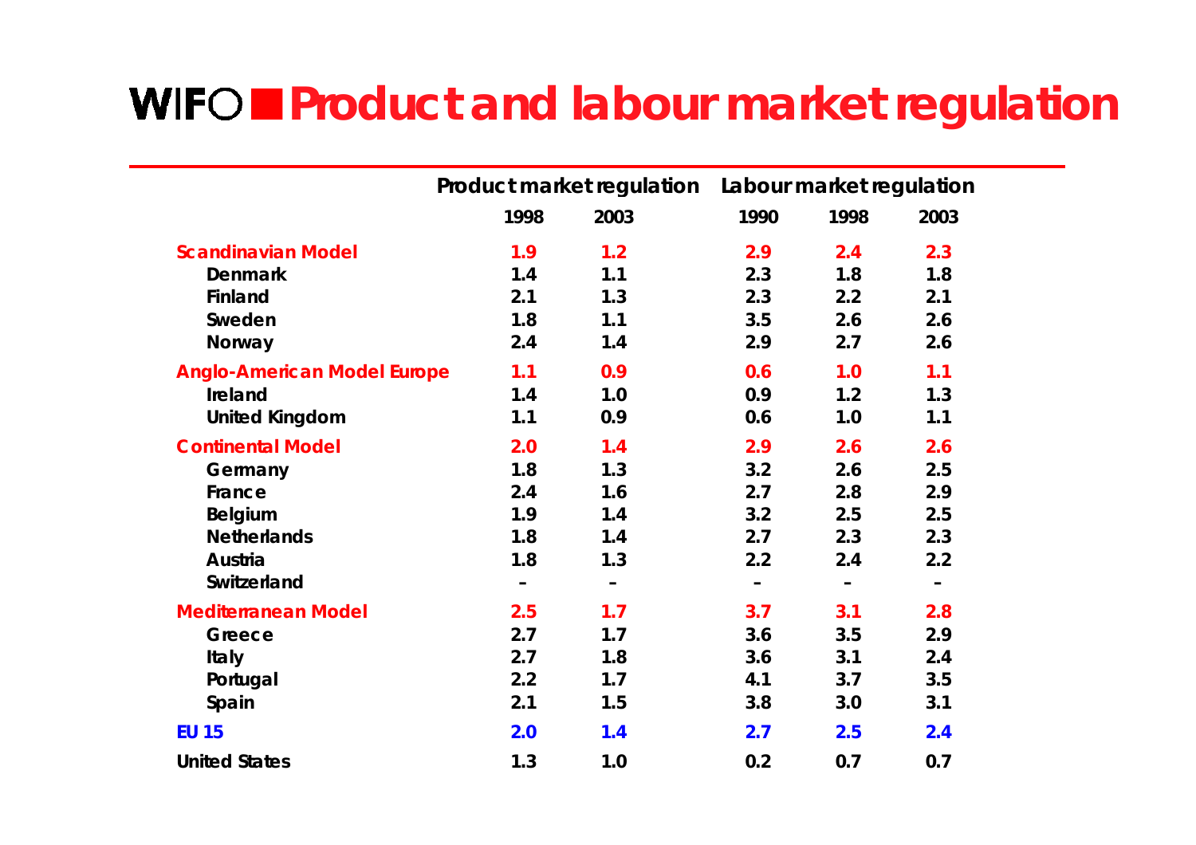# WIFO Product and labour market regulation

| | Product market regulation | | Labour market regulation | | |
|---|---|---|---|---|---|
| | 1998 | 2003 | 1990 | 1998 | 2003 |
| **Scandinavian Model** | 1.9 | 1.2 | 2.9 | 2.4 | 2.3 |
| Denmark | 1.4 | 1.1 | 2.3 | 1.8 | 1.8 |
| Finland | 2.1 | 1.3 | 2.3 | 2.2 | 2.1 |
| Sweden | 1.8 | 1.1 | 3.5 | 2.6 | 2.6 |
| Norway | 2.4 | 1.4 | 2.9 | 2.7 | 2.6 |
| **Anglo-American Model Europe** | 1.1 | 0.9 | 0.6 | 1.0 | 1.1 |
| Ireland | 1.4 | 1.0 | 0.9 | 1.2 | 1.3 |
| United Kingdom | 1.1 | 0.9 | 0.6 | 1.0 | 1.1 |
| **Continental Model** | 2.0 | 1.4 | 2.9 | 2.6 | 2.6 |
| Germany | 1.8 | 1.3 | 3.2 | 2.6 | 2.5 |
| France | 2.4 | 1.6 | 2.7 | 2.8 | 2.9 |
| Belgium | 1.9 | 1.4 | 3.2 | 2.5 | 2.5 |
| Netherlands | 1.8 | 1.4 | 2.7 | 2.3 | 2.3 |
| Austria | 1.8 | 1.3 | 2.2 | 2.4 | 2.2 |
| Switzerland | – | – | – | – | – |
| **Mediterranean Model** | 2.5 | 1.7 | 3.7 | 3.1 | 2.8 |
| Greece | 2.7 | 1.7 | 3.6 | 3.5 | 2.9 |
| Italy | 2.7 | 1.8 | 3.6 | 3.1 | 2.4 |
| Portugal | 2.2 | 1.7 | 4.1 | 3.7 | 3.5 |
| Spain | 2.1 | 1.5 | 3.8 | 3.0 | 3.1 |
| **EU 15** | 2.0 | 1.4 | 2.7 | 2.5 | 2.4 |
| United States | 1.3 | 1.0 | 0.2 | 0.7 | 0.7 |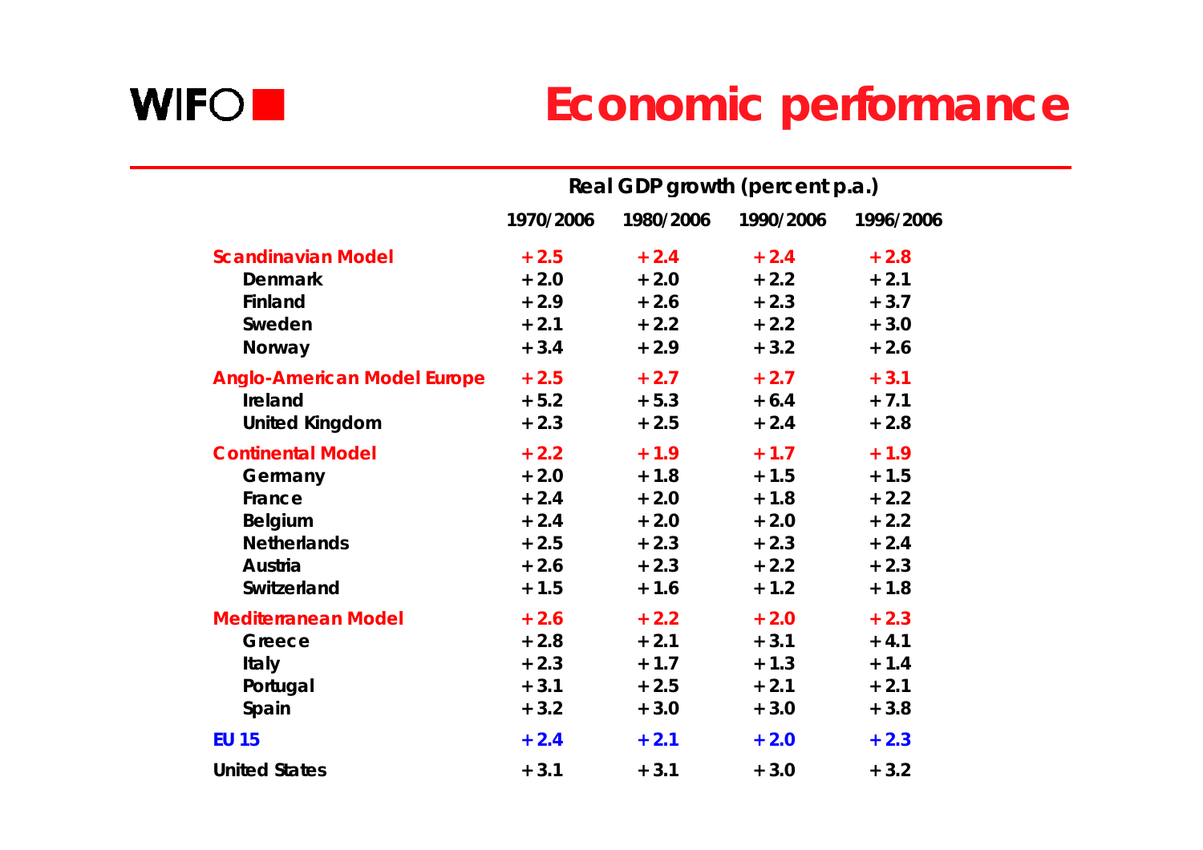# Economic performance

| | Real GDP growth (percent p.a.) | | | |
|---|---|---|---|---|
| | 1970/2006 | 1980/2006 | 1990/2006 | 1996/2006 |
| **Scandinavian Model** | + 2.5 | + 2.4 | + 2.4 | + 2.8 |
| Denmark | + 2.0 | + 2.0 | + 2.2 | + 2.1 |
| Finland | + 2.9 | + 2.6 | + 2.3 | + 3.7 |
| Sweden | + 2.1 | + 2.2 | + 2.2 | + 3.0 |
| Norway | + 3.4 | + 2.9 | + 3.2 | + 2.6 |
| **Anglo-American Model Europe** | + 2.5 | + 2.7 | + 2.7 | + 3.1 |
| Ireland | + 5.2 | + 5.3 | + 6.4 | + 7.1 |
| United Kingdom | + 2.3 | + 2.5 | + 2.4 | + 2.8 |
| **Continental Model** | + 2.2 | + 1.9 | + 1.7 | + 1.9 |
| Germany | + 2.0 | + 1.8 | + 1.5 | + 1.5 |
| France | + 2.4 | + 2.0 | + 1.8 | + 2.2 |
| Belgium | + 2.4 | + 2.0 | + 2.0 | + 2.2 |
| Netherlands | + 2.5 | + 2.3 | + 2.3 | + 2.4 |
| Austria | + 2.6 | + 2.3 | + 2.2 | + 2.3 |
| Switzerland | + 1.5 | + 1.6 | + 1.2 | + 1.8 |
| **Mediterranean Model** | + 2.6 | + 2.2 | + 2.0 | + 2.3 |
| Greece | + 2.8 | + 2.1 | + 3.1 | + 4.1 |
| Italy | + 2.3 | + 1.7 | + 1.3 | + 1.4 |
| Portugal | + 3.1 | + 2.5 | + 2.1 | + 2.1 |
| Spain | + 3.2 | + 3.0 | + 3.0 | + 3.8 |
| **EU 15** | + 2.4 | + 2.1 | + 2.0 | + 2.3 |
| United States | + 3.1 | + 3.1 | + 3.0 | + 3.2 |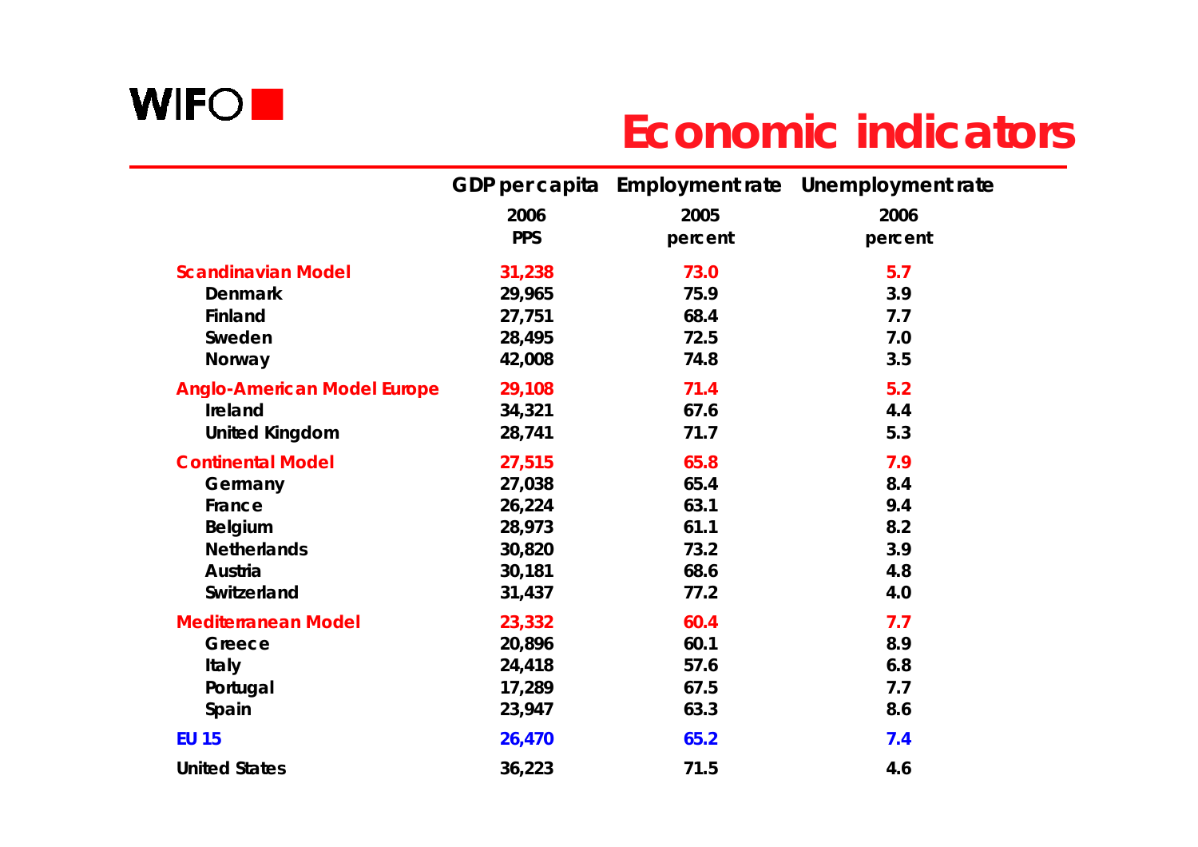# Economic indicators

| | GDP per capita | Employment rate | Unemployment rate |
|---|---|---|---|
| | 2006 | 2005 | 2006 |
| | PPS | percent | percent |
| **Scandinavian Model** | **31,238** | **73.0** | **5.7** |
| Denmark | 29,965 | 75.9 | 3.9 |
| Finland | 27,751 | 68.4 | 7.7 |
| Sweden | 28,495 | 72.5 | 7.0 |
| Norway | 42,008 | 74.8 | 3.5 |
| **Anglo-American Model Europe** | **29,108** | **71.4** | **5.2** |
| Ireland | 34,321 | 67.6 | 4.4 |
| United Kingdom | 28,741 | 71.7 | 5.3 |
| **Continental Model** | **27,515** | **65.8** | **7.9** |
| Germany | 27,038 | 65.4 | 8.4 |
| France | 26,224 | 63.1 | 9.4 |
| Belgium | 28,973 | 61.1 | 8.2 |
| Netherlands | 30,820 | 73.2 | 3.9 |
| Austria | 30,181 | 68.6 | 4.8 |
| Switzerland | 31,437 | 77.2 | 4.0 |
| **Mediterranean Model** | **23,332** | **60.4** | **7.7** |
| Greece | 20,896 | 60.1 | 8.9 |
| Italy | 24,418 | 57.6 | 6.8 |
| Portugal | 17,289 | 67.5 | 7.7 |
| Spain | 23,947 | 63.3 | 8.6 |
| **EU 15** | **26,470** | **65.2** | **7.4** |
| United States | 36,223 | 71.5 | 4.6 |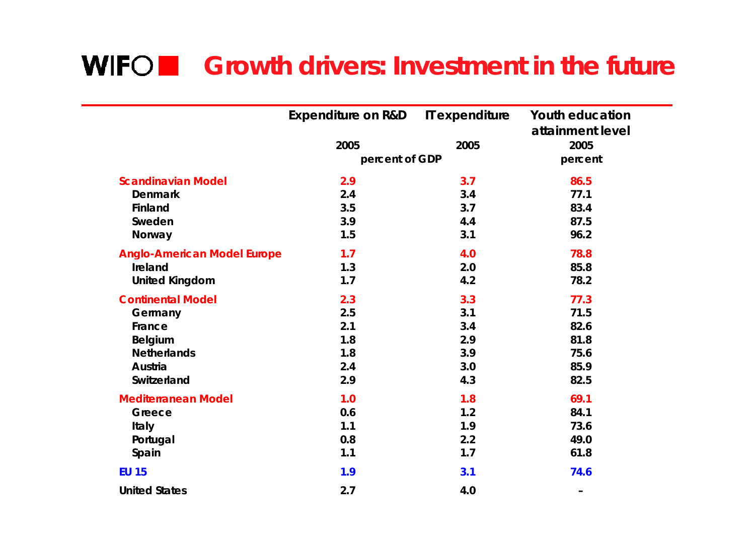# WIFO Growth drivers: Investment in the future

| | Expenditure on R&D | IT expenditure | Youth education attainment level |
|---|---|---|---|
| | 2005 | 2005 | 2005 |
| | percent of GDP | | percent |
| **Scandinavian Model** | **2.9** | **3.7** | **86.5** |
| Denmark | 2.4 | 3.4 | 77.1 |
| Finland | 3.5 | 3.7 | 83.4 |
| Sweden | 3.9 | 4.4 | 87.5 |
| Norway | 1.5 | 3.1 | 96.2 |
| **Anglo-American Model Europe** | **1.7** | **4.0** | **78.8** |
| Ireland | 1.3 | 2.0 | 85.8 |
| United Kingdom | 1.7 | 4.2 | 78.2 |
| **Continental Model** | **2.3** | **3.3** | **77.3** |
| Germany | 2.5 | 3.1 | 71.5 |
| France | 2.1 | 3.4 | 82.6 |
| Belgium | 1.8 | 2.9 | 81.8 |
| Netherlands | 1.8 | 3.9 | 75.6 |
| Austria | 2.4 | 3.0 | 85.9 |
| Switzerland | 2.9 | 4.3 | 82.5 |
| **Mediterranean Model** | **1.0** | **1.8** | **69.1** |
| Greece | 0.6 | 1.2 | 84.1 |
| Italy | 1.1 | 1.9 | 73.6 |
| Portugal | 0.8 | 2.2 | 49.0 |
| Spain | 1.1 | 1.7 | 61.8 |
| **EU 15** | **1.9** | **3.1** | **74.6** |
| United States | 2.7 | 4.0 | – |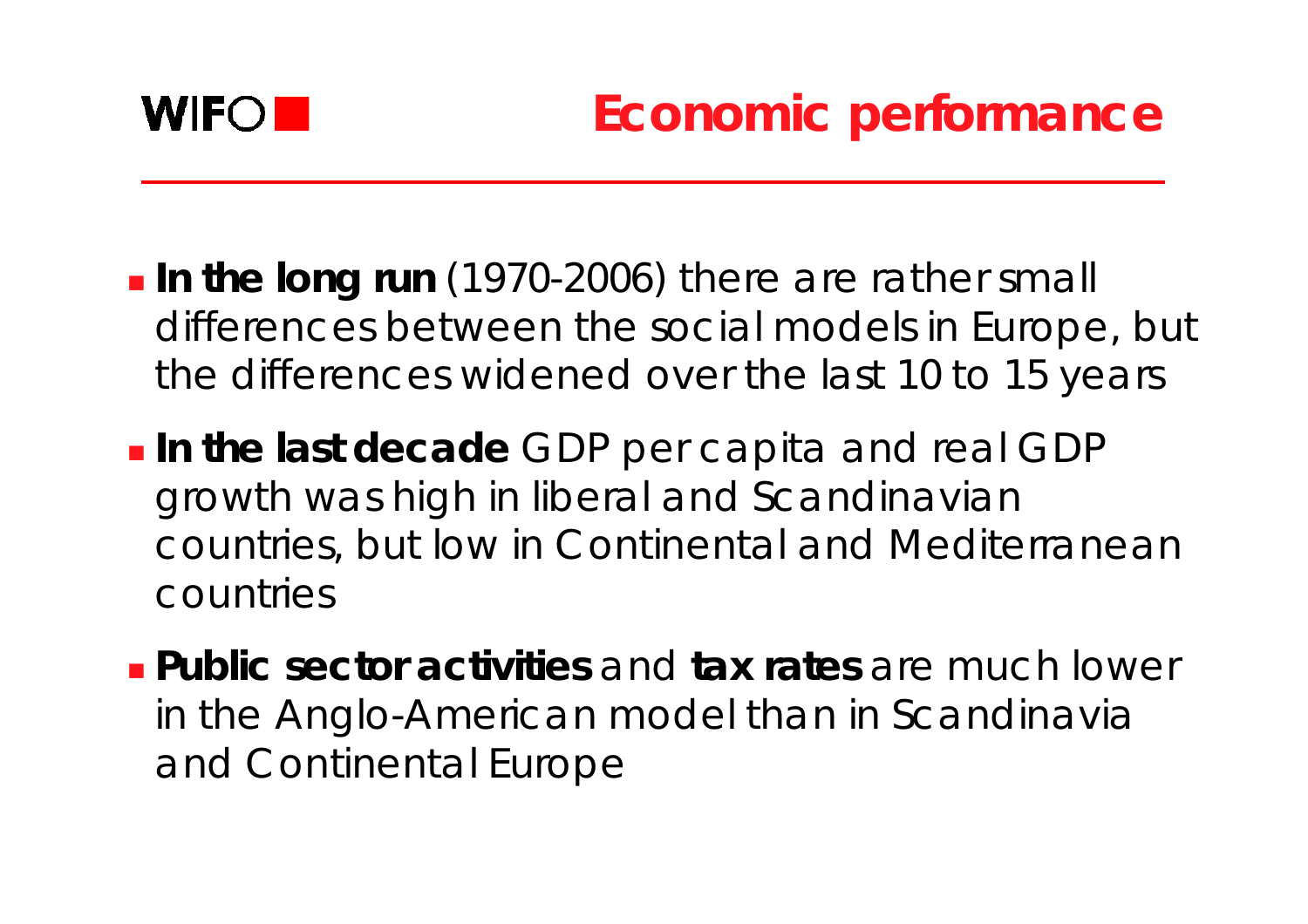# Economic performance

- **In the long run** (1970-2006) there are rather small differences between the social models in Europe, but the differences widened over the last 10 to 15 years
- **In the last decade** GDP per capita and real GDP growth was high in liberal and Scandinavian countries, but low in Continental and Mediterranean countries
- **Public sector activities** and **tax rates** are much lower in the Anglo-American model than in Scandinavia and Continental Europe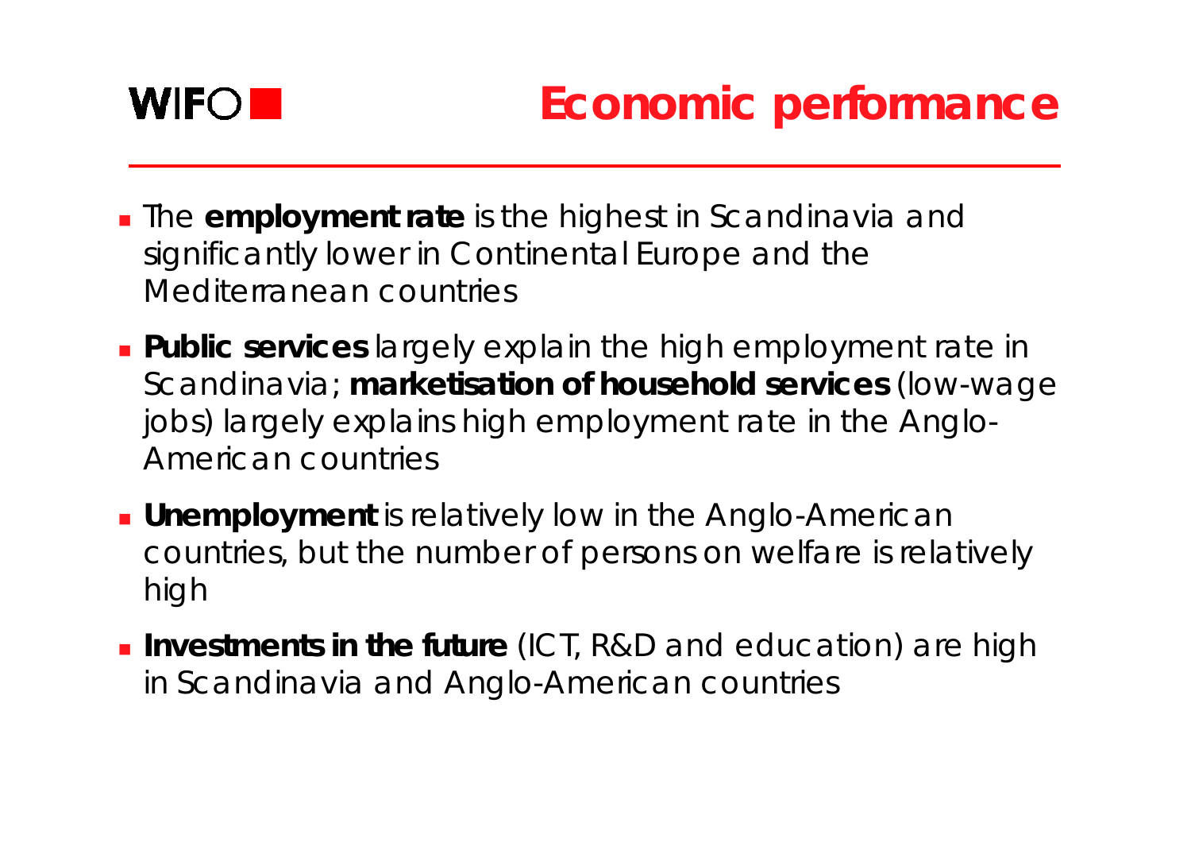# Economic performance

- The **employment rate** is the highest in Scandinavia and significantly lower in Continental Europe and the Mediterranean countries
- **Public services** largely explain the high employment rate in Scandinavia; **marketisation of household services** (low-wage jobs) largely explains high employment rate in the Anglo-American countries
- **Unemployment** is relatively low in the Anglo-American countries, but the number of persons on welfare is relatively high
- **Investments in the future** (ICT, R&D and education) are high in Scandinavia and Anglo-American countries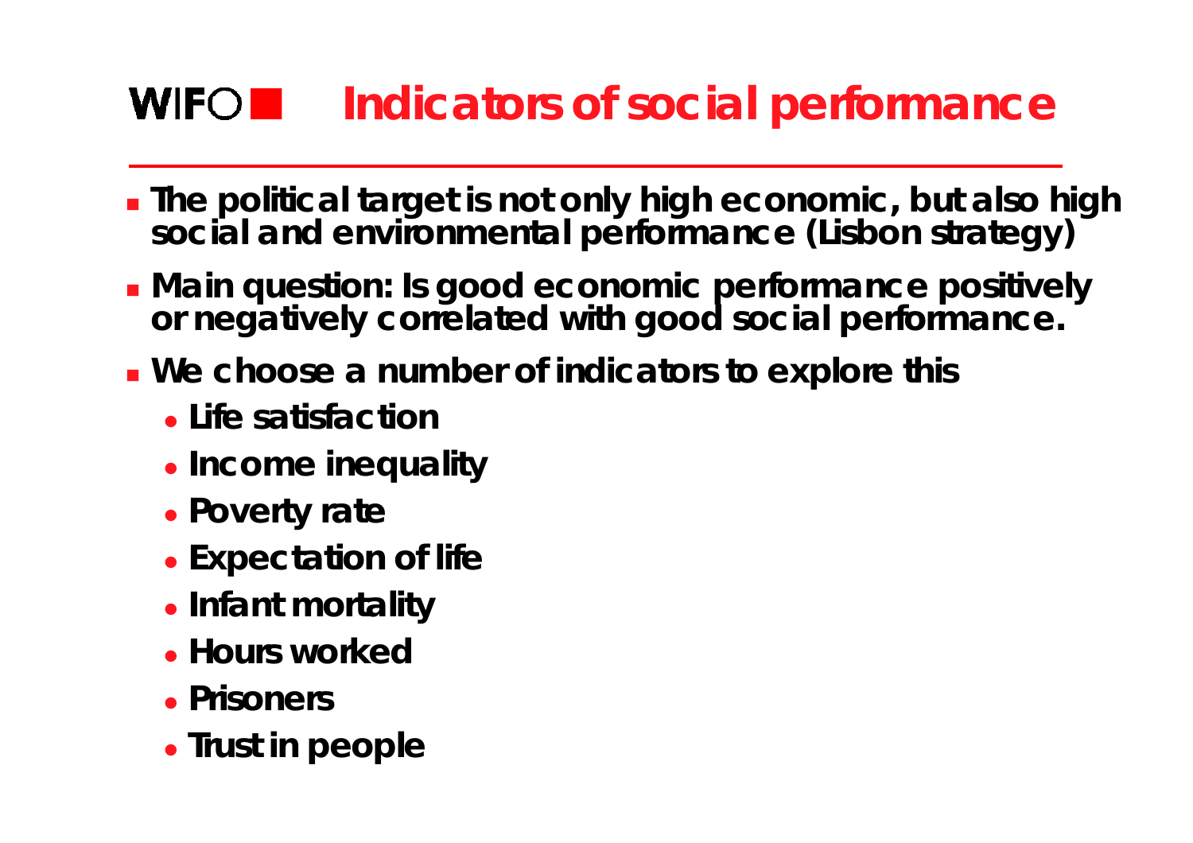# Indicators of social performance

- The political target is not only high economic, but also high social and environmental performance (Lisbon strategy)
- Main question: Is good economic performance positively or negatively correlated with good social performance.
- We choose a number of indicators to explore this
  - Life satisfaction
  - Income inequality
  - Poverty rate
  - Expectation of life
  - Infant mortality
  - Hours worked
  - Prisoners
  - Trust in people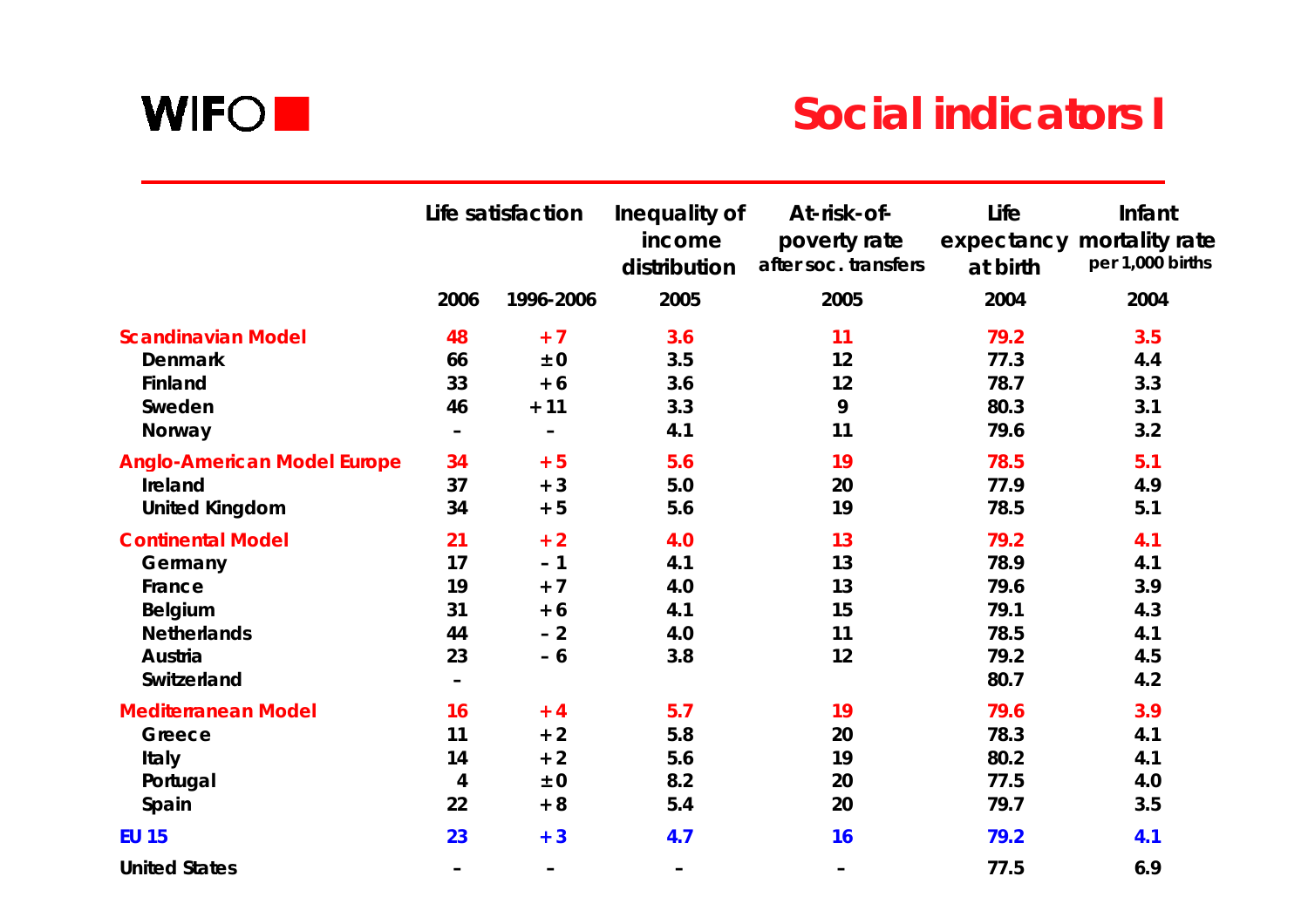# Social indicators I

| | Life satisfaction | | Inequality of income distribution | At-risk-of-poverty rate after soc. transfers | Life expectancy at birth | Infant mortality rate per 1,000 births |
|---|---|---|---|---|---|---|
| | 2006 | 1996-2006 | 2005 | 2005 | 2004 | 2004 |
| **Scandinavian Model** | 48 | +7 | 3.6 | 11 | 79.2 | 3.5 |
| Denmark | 66 | ±0 | 3.5 | 12 | 77.3 | 4.4 |
| Finland | 33 | +6 | 3.6 | 12 | 78.7 | 3.3 |
| Sweden | 46 | +11 | 3.3 | 9 | 80.3 | 3.1 |
| Norway | – | – | 4.1 | 11 | 79.6 | 3.2 |
| **Anglo-American Model Europe** | 34 | +5 | 5.6 | 19 | 78.5 | 5.1 |
| Ireland | 37 | +3 | 5.0 | 20 | 77.9 | 4.9 |
| United Kingdom | 34 | +5 | 5.6 | 19 | 78.5 | 5.1 |
| **Continental Model** | 21 | +2 | 4.0 | 13 | 79.2 | 4.1 |
| Germany | 17 | –1 | 4.1 | 13 | 78.9 | 4.1 |
| France | 19 | +7 | 4.0 | 13 | 79.6 | 3.9 |
| Belgium | 31 | +6 | 4.1 | 15 | 79.1 | 4.3 |
| Netherlands | 44 | –2 | 4.0 | 11 | 78.5 | 4.1 |
| Austria | 23 | –6 | 3.8 | 12 | 79.2 | 4.5 |
| Switzerland | – | | | | 80.7 | 4.2 |
| **Mediterranean Model** | 16 | +4 | 5.7 | 19 | 79.6 | 3.9 |
| Greece | 11 | +2 | 5.8 | 20 | 78.3 | 4.1 |
| Italy | 14 | +2 | 5.6 | 19 | 80.2 | 4.1 |
| Portugal | 4 | ±0 | 8.2 | 20 | 77.5 | 4.0 |
| Spain | 22 | +8 | 5.4 | 20 | 79.7 | 3.5 |
| **EU 15** | 23 | +3 | 4.7 | 16 | 79.2 | 4.1 |
| United States | – | – | – | – | 77.5 | 6.9 |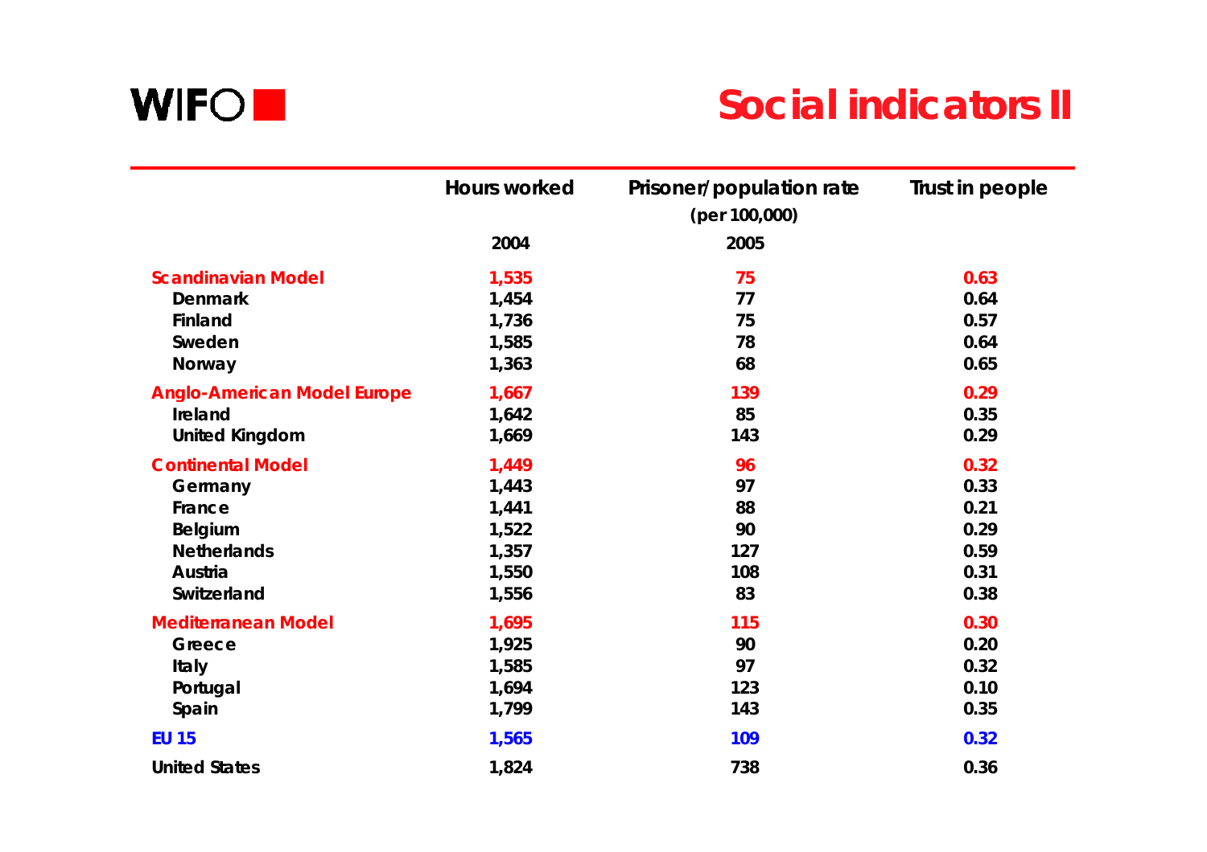# Social indicators II

| | Hours worked | Prisoner/population rate (per 100,000) | Trust in people |
|---|---|---|---|
| | 2004 | 2005 | |
| **Scandinavian Model** | **1,535** | **75** | **0.63** |
| Denmark | 1,454 | 77 | 0.64 |
| Finland | 1,736 | 75 | 0.57 |
| Sweden | 1,585 | 78 | 0.64 |
| Norway | 1,363 | 68 | 0.65 |
| **Anglo-American Model Europe** | **1,667** | **139** | **0.29** |
| Ireland | 1,642 | 85 | 0.35 |
| United Kingdom | 1,669 | 143 | 0.29 |
| **Continental Model** | **1,449** | **96** | **0.32** |
| Germany | 1,443 | 97 | 0.33 |
| France | 1,441 | 88 | 0.21 |
| Belgium | 1,522 | 90 | 0.29 |
| Netherlands | 1,357 | 127 | 0.59 |
| Austria | 1,550 | 108 | 0.31 |
| Switzerland | 1,556 | 83 | 0.38 |
| **Mediterranean Model** | **1,695** | **115** | **0.30** |
| Greece | 1,925 | 90 | 0.20 |
| Italy | 1,585 | 97 | 0.32 |
| Portugal | 1,694 | 123 | 0.10 |
| Spain | 1,799 | 143 | 0.35 |
| **EU 15** | **1,565** | **109** | **0.32** |
| United States | 1,824 | 738 | 0.36 |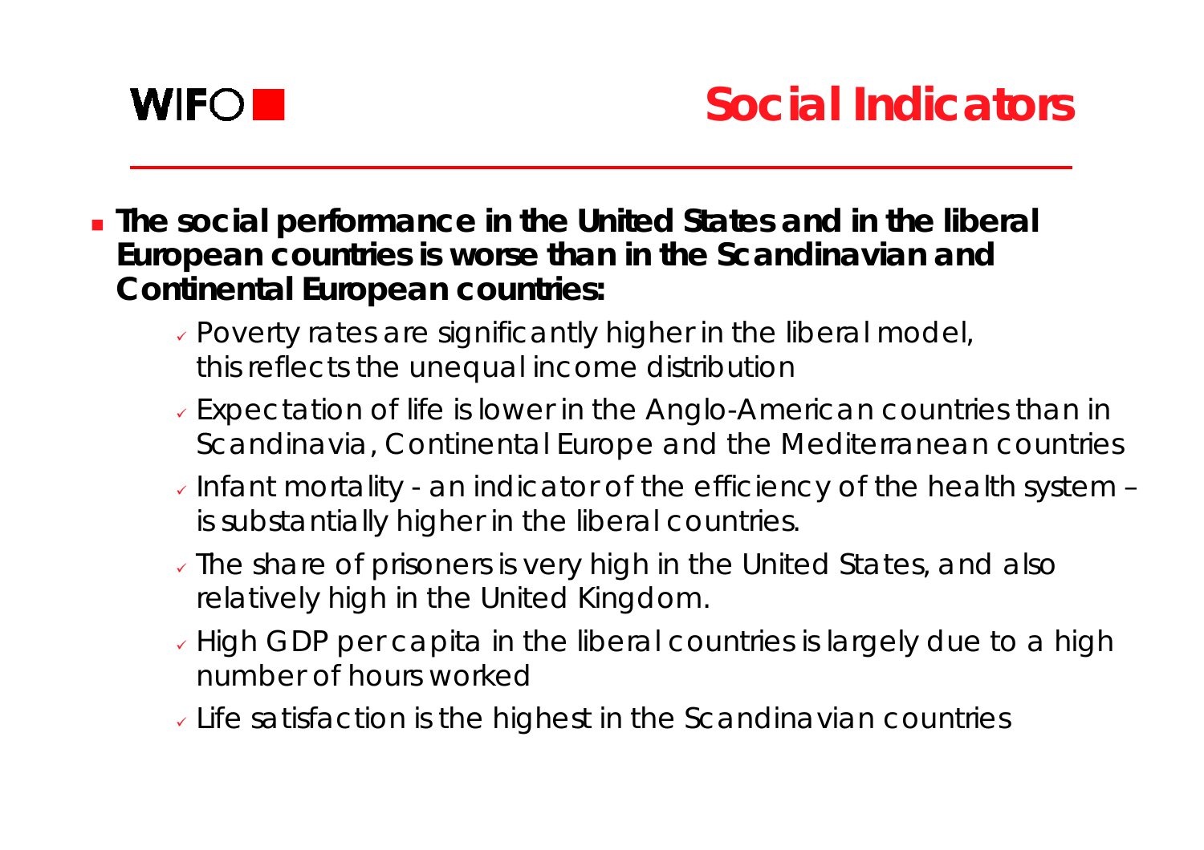# Social Indicators

- **The social performance in the United States and in the liberal European countries is worse than in the Scandinavian and Continental European countries:**
  - Poverty rates are significantly higher in the liberal model, this reflects the unequal income distribution
  - Expectation of life is lower in the Anglo-American countries than in Scandinavia, Continental Europe and the Mediterranean countries
  - Infant mortality - an indicator of the efficiency of the health system – is substantially higher in the liberal countries.
  - The share of prisoners is very high in the United States, and also relatively high in the United Kingdom.
  - High GDP per capita in the liberal countries is largely due to a high number of hours worked
  - Life satisfaction is the highest in the Scandinavian countries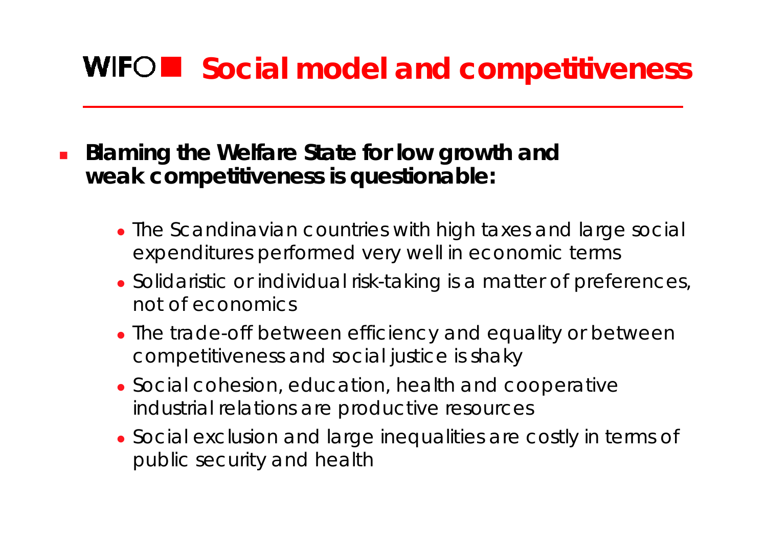# WIFO Social model and competitiveness

- **Blaming the Welfare State for low growth and weak competitiveness is questionable:**
  - The Scandinavian countries with high taxes and large social expenditures performed very well in economic terms
  - Solidaristic or individual risk-taking is a matter of preferences, not of economics
  - The trade-off between efficiency and equality or between competitiveness and social justice is shaky
  - Social cohesion, education, health and cooperative industrial relations are productive resources
  - Social exclusion and large inequalities are costly in terms of public security and health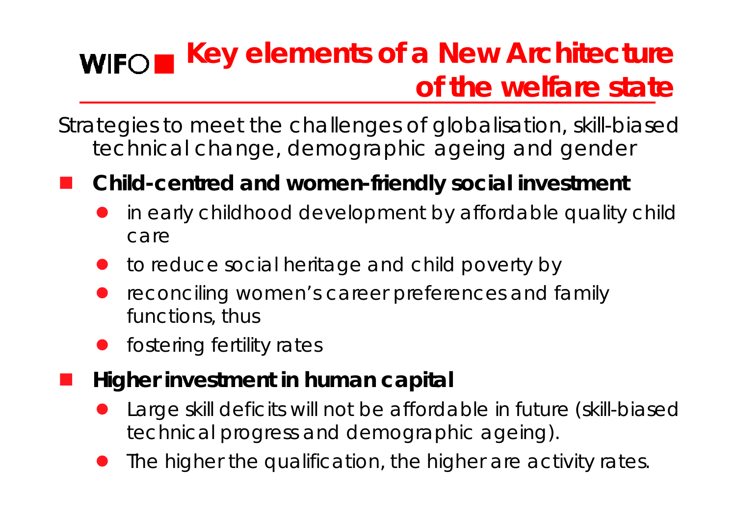# Key elements of a New Architecture of the welfare state

Strategies to meet the challenges of globalisation, skill-biased technical change, demographic ageing and gender

- **Child-centred and women-friendly social investment**
  - in early childhood development by affordable quality child care
  - to reduce social heritage and child poverty by
  - reconciling women's career preferences and family functions, thus
  - fostering fertility rates
- **Higher investment in human capital**
  - Large skill deficits will not be affordable in future (skill-biased technical progress and demographic ageing).
  - The higher the qualification, the higher are activity rates.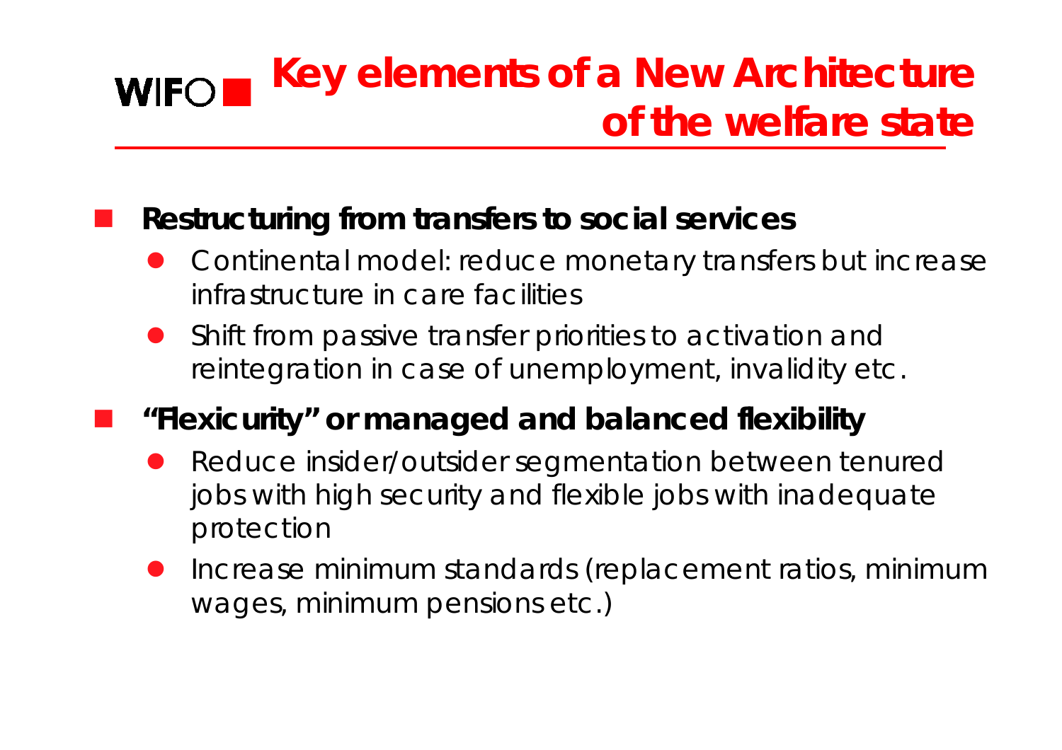# Key elements of a New Architecture of the welfare state

- **Restructuring from transfers to social services**
  - Continental model: reduce monetary transfers but increase infrastructure in care facilities
  - Shift from passive transfer priorities to activation and reintegration in case of unemployment, invalidity etc.
- **"Flexicurity" or managed and balanced flexibility**
  - Reduce insider/outsider segmentation between tenured jobs with high security and flexible jobs with inadequate protection
  - Increase minimum standards (replacement ratios, minimum wages, minimum pensions etc.)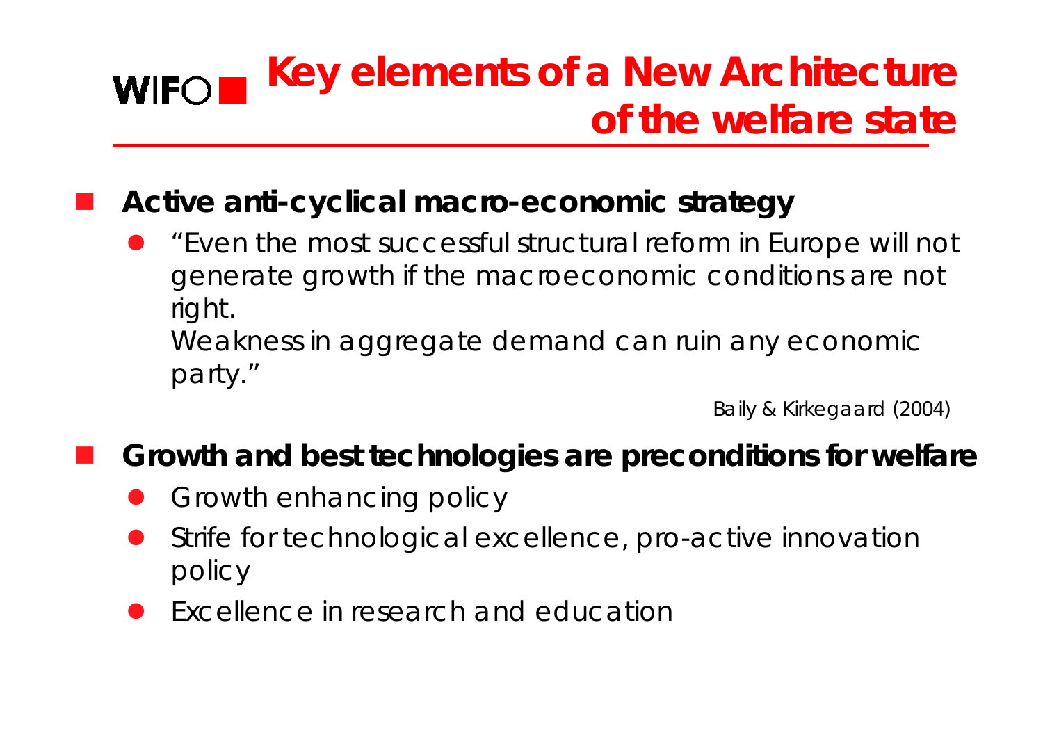# Key elements of a New Architecture of the welfare state

- **Active anti-cyclical macro-economic strategy**
  - "Even the most successful structural reform in Europe will not generate growth if the macroeconomic conditions are not right.
    Weakness in aggregate demand can ruin any economic party."

    Baily & Kirkegaard (2004)

- **Growth and best technologies are preconditions for welfare**
  - Growth enhancing policy
  - Strife for technological excellence, pro-active innovation policy
  - Excellence in research and education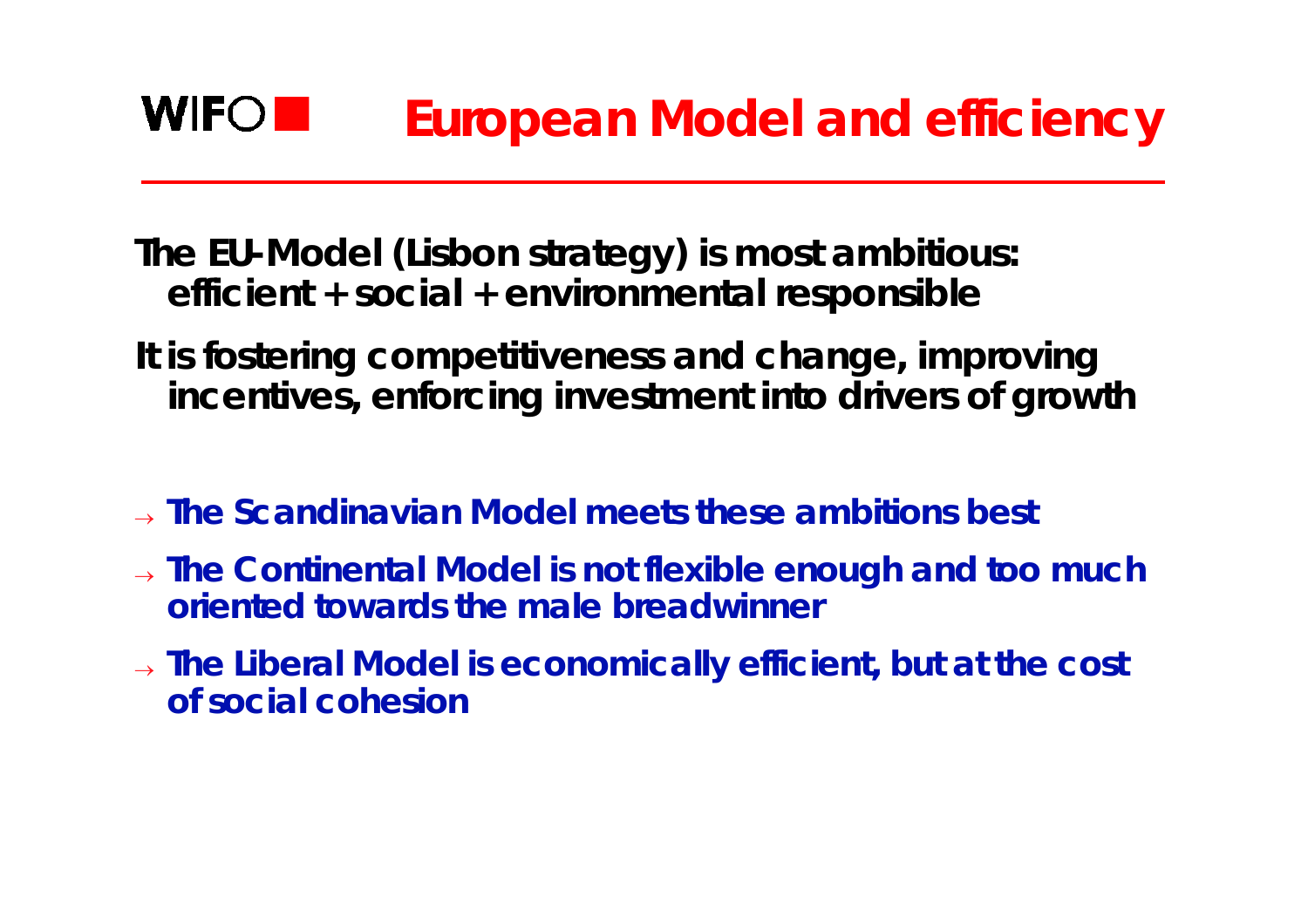# European Model and efficiency

The EU-Model (Lisbon strategy) is most ambitious: efficient + social + environmental responsible

It is fostering competitiveness and change, improving incentives, enforcing investment into drivers of growth

- → The Scandinavian Model meets these ambitions best
- → The Continental Model is not flexible enough and too much oriented towards the male breadwinner
- → The Liberal Model is economically efficient, but at the cost of social cohesion